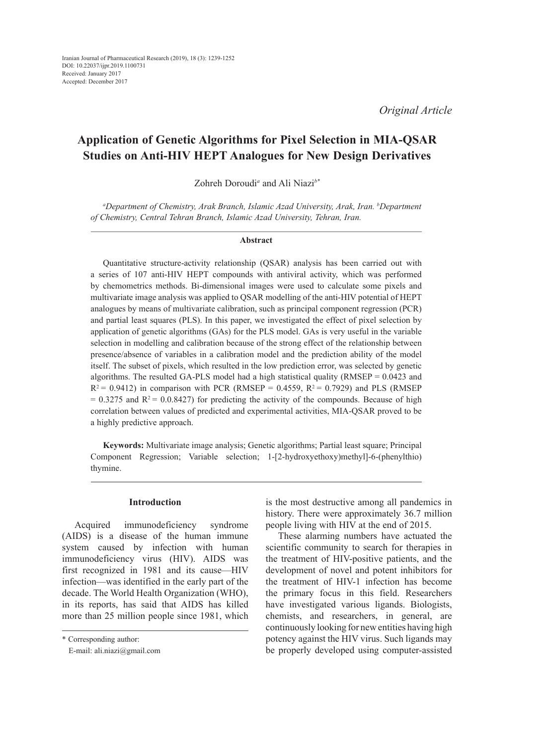Iranian Journal of Pharmaceutical Research (2019), 18 (3): 1239-1252
DOI: 10.22037/ijpr.2019.1100731
Received: January 2017
Accepted: December 2017

*Original Article*

# Application of Genetic Algorithms for Pixel Selection in MIA-QSAR Studies on Anti-HIV HEPT Analogues for New Design Derivatives

Zohreh Doroudi[a] and Ali Niazi[b*]

[a]*Department of Chemistry, Arak Branch, Islamic Azad University, Arak, Iran.* [b]*Department of Chemistry, Central Tehran Branch, Islamic Azad University, Tehran, Iran.*

## Abstract

Quantitative structure-activity relationship (QSAR) analysis has been carried out with a series of 107 anti-HIV HEPT compounds with antiviral activity, which was performed by chemometrics methods. Bi-dimensional images were used to calculate some pixels and multivariate image analysis was applied to QSAR modelling of the anti-HIV potential of HEPT analogues by means of multivariate calibration, such as principal component regression (PCR) and partial least squares (PLS). In this paper, we investigated the effect of pixel selection by application of genetic algorithms (GAs) for the PLS model. GAs is very useful in the variable selection in modelling and calibration because of the strong effect of the relationship between presence/absence of variables in a calibration model and the prediction ability of the model itself. The subset of pixels, which resulted in the low prediction error, was selected by genetic algorithms. The resulted GA-PLS model had a high statistical quality (RMSEP = 0.0423 and $R^2$ = 0.9412) in comparison with PCR (RMSEP = 0.4559, $R^2$ = 0.7929) and PLS (RMSEP = 0.3275 and $R^2$ = 0.0.8427) for predicting the activity of the compounds. Because of high correlation between values of predicted and experimental activities, MIA-QSAR proved to be a highly predictive approach.

**Keywords:** Multivariate image analysis; Genetic algorithms; Partial least square; Principal Component Regression; Variable selection; 1-[2-hydroxyethoxy)methyl]-6-(phenylthio) thymine.

## Introduction

Acquired immunodeficiency syndrome (AIDS) is a disease of the human immune system caused by infection with human immunodeficiency virus (HIV). AIDS was first recognized in 1981 and its cause—HIV infection—was identified in the early part of the decade. The World Health Organization (WHO), in its reports, has said that AIDS has killed more than 25 million people since 1981, which is the most destructive among all pandemics in history. There were approximately 36.7 million people living with HIV at the end of 2015.

These alarming numbers have actuated the scientific community to search for therapies in the treatment of HIV-positive patients, and the development of novel and potent inhibitors for the treatment of HIV-1 infection has become the primary focus in this field. Researchers have investigated various ligands. Biologists, chemists, and researchers, in general, are continuously looking for new entities having high potency against the HIV virus. Such ligands may be properly developed using computer-assisted

* Corresponding author:
E-mail: ali.niazi@gmail.com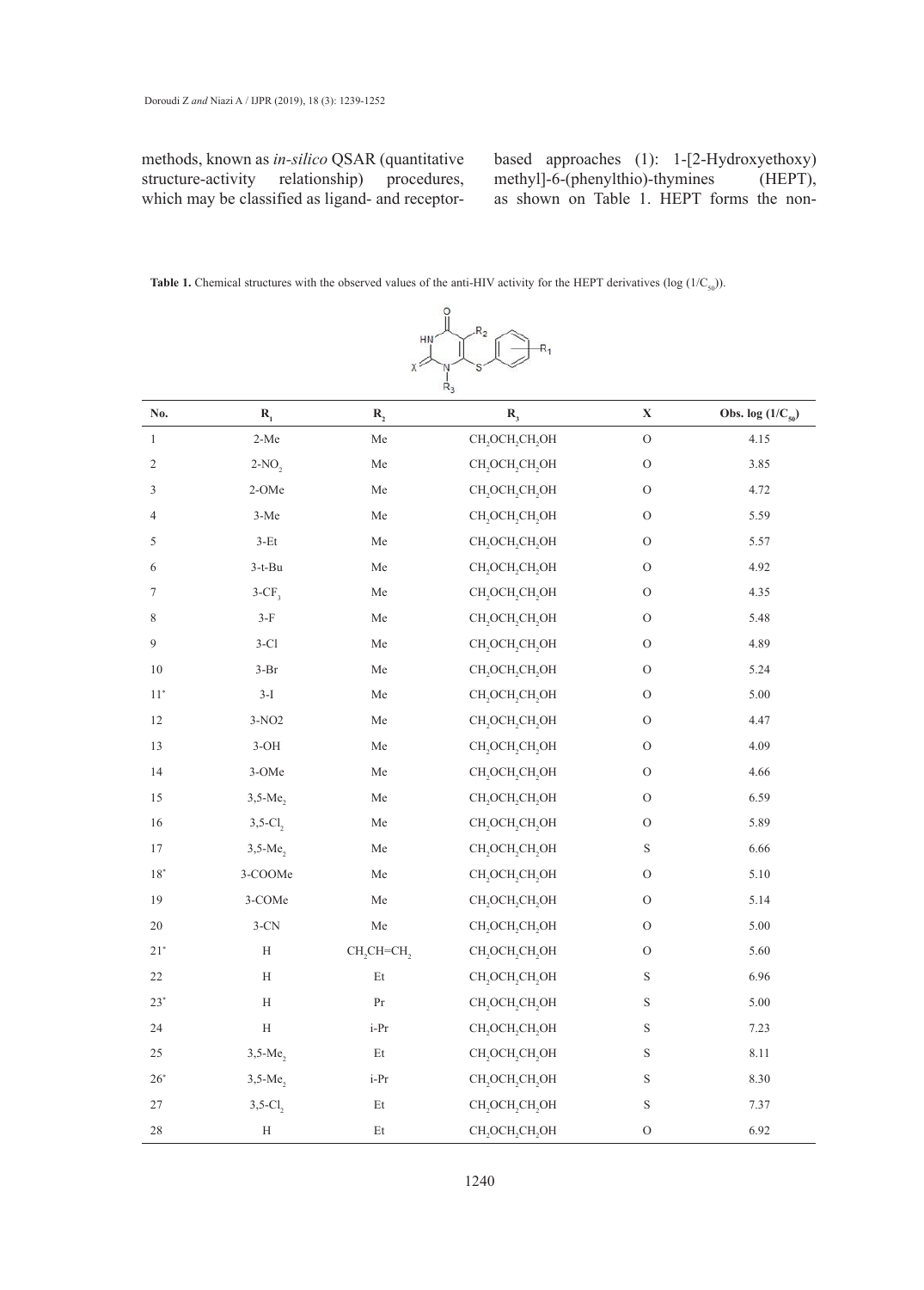methods, known as *in-silico* QSAR (quantitative structure-activity relationship) procedures, which may be classified as ligand- and receptor-based approaches (1): 1-[2-Hydroxyethoxy) methyl]-6-(phenylthio)-thymines (HEPT), as shown on Table 1. HEPT forms the non-

**Table 1.** Chemical structures with the observed values of the anti-HIV activity for the HEPT derivatives (log ($1/C_{50}$)).

| No. | $R_1$ | $R_2$ | $R_3$ | X | Obs. log ($1/C_{50}$) |
|---|---|---|---|---|---|
| 1 | 2-Me | Me | $CH_2OCH_2CH_2OH$ | O | 4.15 |
| 2 | 2-$NO_2$ | Me | $CH_2OCH_2CH_2OH$ | O | 3.85 |
| 3 | 2-OMe | Me | $CH_2OCH_2CH_2OH$ | O | 4.72 |
| 4 | 3-Me | Me | $CH_2OCH_2CH_2OH$ | O | 5.59 |
| 5 | 3-Et | Me | $CH_2OCH_2CH_2OH$ | O | 5.57 |
| 6 | 3-t-Bu | Me | $CH_2OCH_2CH_2OH$ | O | 4.92 |
| 7 | 3-$CF_3$ | Me | $CH_2OCH_2CH_2OH$ | O | 4.35 |
| 8 | 3-F | Me | $CH_2OCH_2CH_2OH$ | O | 5.48 |
| 9 | 3-Cl | Me | $CH_2OCH_2CH_2OH$ | O | 4.89 |
| 10 | 3-Br | Me | $CH_2OCH_2CH_2OH$ | O | 5.24 |
| 11* | 3-I | Me | $CH_2OCH_2CH_2OH$ | O | 5.00 |
| 12 | 3-NO2 | Me | $CH_2OCH_2CH_2OH$ | O | 4.47 |
| 13 | 3-OH | Me | $CH_2OCH_2CH_2OH$ | O | 4.09 |
| 14 | 3-OMe | Me | $CH_2OCH_2CH_2OH$ | O | 4.66 |
| 15 | 3,5-$Me_2$ | Me | $CH_2OCH_2CH_2OH$ | O | 6.59 |
| 16 | 3,5-$Cl_2$ | Me | $CH_2OCH_2CH_2OH$ | O | 5.89 |
| 17 | 3,5-$Me_2$ | Me | $CH_2OCH_2CH_2OH$ | S | 6.66 |
| 18* | 3-COOMe | Me | $CH_2OCH_2CH_2OH$ | O | 5.10 |
| 19 | 3-COMe | Me | $CH_2OCH_2CH_2OH$ | O | 5.14 |
| 20 | 3-CN | Me | $CH_2OCH_2CH_2OH$ | O | 5.00 |
| 21* | H | $CH_2CH{=}CH_2$ | $CH_2OCH_2CH_2OH$ | O | 5.60 |
| 22 | H | Et | $CH_2OCH_2CH_2OH$ | S | 6.96 |
| 23* | H | Pr | $CH_2OCH_2CH_2OH$ | S | 5.00 |
| 24 | H | i-Pr | $CH_2OCH_2CH_2OH$ | S | 7.23 |
| 25 | 3,5-$Me_2$ | Et | $CH_2OCH_2CH_2OH$ | S | 8.11 |
| 26* | 3,5-$Me_2$ | i-Pr | $CH_2OCH_2CH_2OH$ | S | 8.30 |
| 27 | 3,5-$Cl_2$ | Et | $CH_2OCH_2CH_2OH$ | S | 7.37 |
| 28 | H | Et | $CH_2OCH_2CH_2OH$ | O | 6.92 |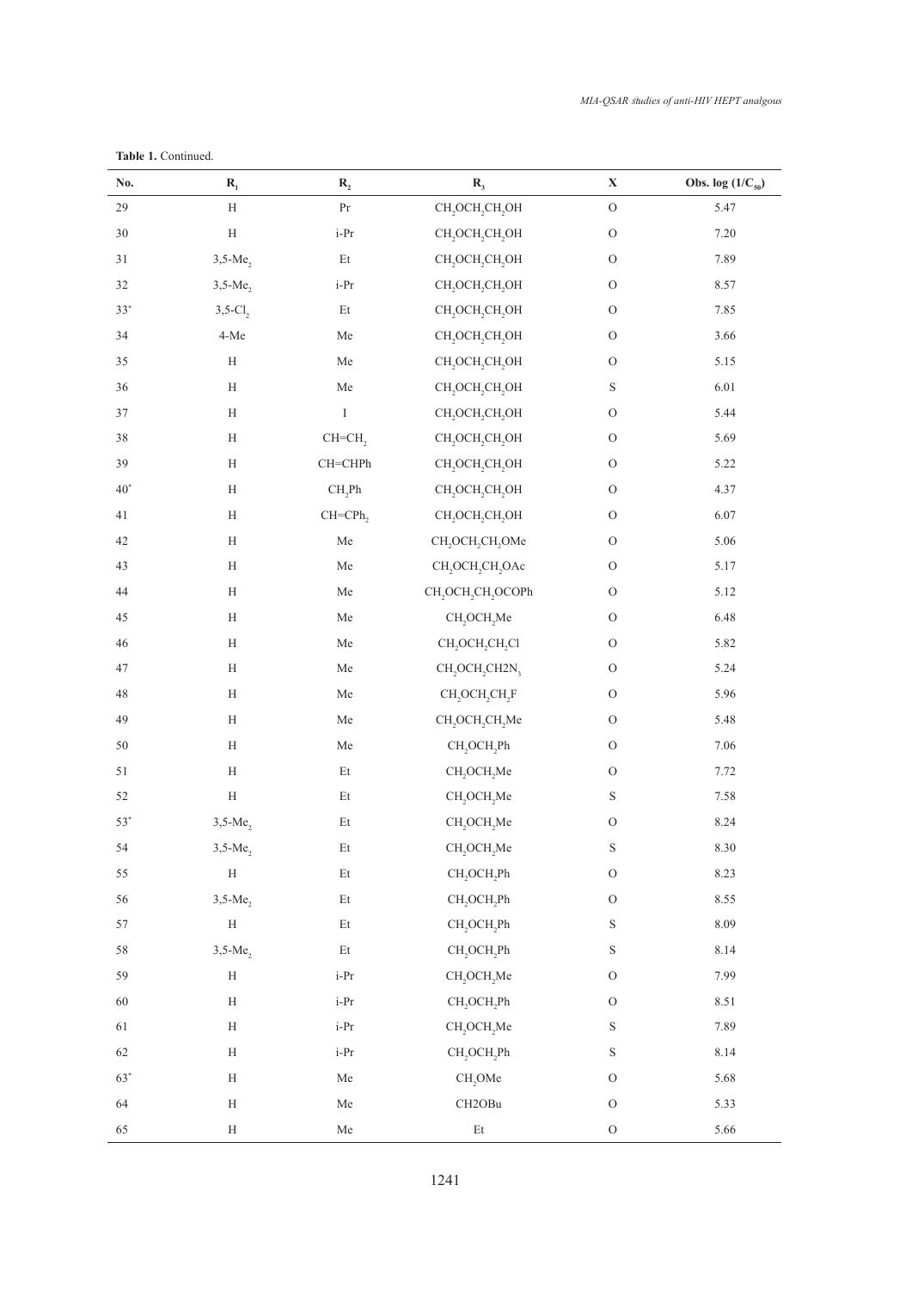**Table 1.** Continued.

| No. | $R_1$ | $R_2$ | $R_3$ | X | Obs. log $(1/C_{50})$ |
|---|---|---|---|---|---|
| 29 | H | Pr | $CH_2OCH_2CH_2OH$ | O | 5.47 |
| 30 | H | i-Pr | $CH_2OCH_2CH_2OH$ | O | 7.20 |
| 31 | 3,5-$Me_2$ | Et | $CH_2OCH_2CH_2OH$ | O | 7.89 |
| 32 | 3,5-$Me_2$ | i-Pr | $CH_2OCH_2CH_2OH$ | O | 8.57 |
| 33* | 3,5-$Cl_2$ | Et | $CH_2OCH_2CH_2OH$ | O | 7.85 |
| 34 | 4-Me | Me | $CH_2OCH_2CH_2OH$ | O | 3.66 |
| 35 | H | Me | $CH_2OCH_2CH_2OH$ | O | 5.15 |
| 36 | H | Me | $CH_2OCH_2CH_2OH$ | S | 6.01 |
| 37 | H | I | $CH_2OCH_2CH_2OH$ | O | 5.44 |
| 38 | H | $CH=CH_2$ | $CH_2OCH_2CH_2OH$ | O | 5.69 |
| 39 | H | CH=CHPh | $CH_2OCH_2CH_2OH$ | O | 5.22 |
| 40* | H | $CH_2Ph$ | $CH_2OCH_2CH_2OH$ | O | 4.37 |
| 41 | H | $CH=CPh_2$ | $CH_2OCH_2CH_2OH$ | O | 6.07 |
| 42 | H | Me | $CH_2OCH_2CH_2OMe$ | O | 5.06 |
| 43 | H | Me | $CH_2OCH_2CH_2OAc$ | O | 5.17 |
| 44 | H | Me | $CH_2OCH_2CH_2OCOPh$ | O | 5.12 |
| 45 | H | Me | $CH_2OCH_2Me$ | O | 6.48 |
| 46 | H | Me | $CH_2OCH_2CH_2Cl$ | O | 5.82 |
| 47 | H | Me | $CH_2OCH_2CH2N_3$ | O | 5.24 |
| 48 | H | Me | $CH_2OCH_2CH_2F$ | O | 5.96 |
| 49 | H | Me | $CH_2OCH_2CH_2Me$ | O | 5.48 |
| 50 | H | Me | $CH_2OCH_2Ph$ | O | 7.06 |
| 51 | H | Et | $CH_2OCH_2Me$ | O | 7.72 |
| 52 | H | Et | $CH_2OCH_2Me$ | S | 7.58 |
| 53* | 3,5-$Me_2$ | Et | $CH_2OCH_2Me$ | O | 8.24 |
| 54 | 3,5-$Me_2$ | Et | $CH_2OCH_2Me$ | S | 8.30 |
| 55 | H | Et | $CH_2OCH_2Ph$ | O | 8.23 |
| 56 | 3,5-$Me_2$ | Et | $CH_2OCH_2Ph$ | O | 8.55 |
| 57 | H | Et | $CH_2OCH_2Ph$ | S | 8.09 |
| 58 | 3,5-$Me_2$ | Et | $CH_2OCH_2Ph$ | S | 8.14 |
| 59 | H | i-Pr | $CH_2OCH_2Me$ | O | 7.99 |
| 60 | H | i-Pr | $CH_2OCH_2Ph$ | O | 8.51 |
| 61 | H | i-Pr | $CH_2OCH_2Me$ | S | 7.89 |
| 62 | H | i-Pr | $CH_2OCH_2Ph$ | S | 8.14 |
| 63* | H | Me | $CH_2OMe$ | O | 5.68 |
| 64 | H | Me | CH2OBu | O | 5.33 |
| 65 | H | Me | Et | O | 5.66 |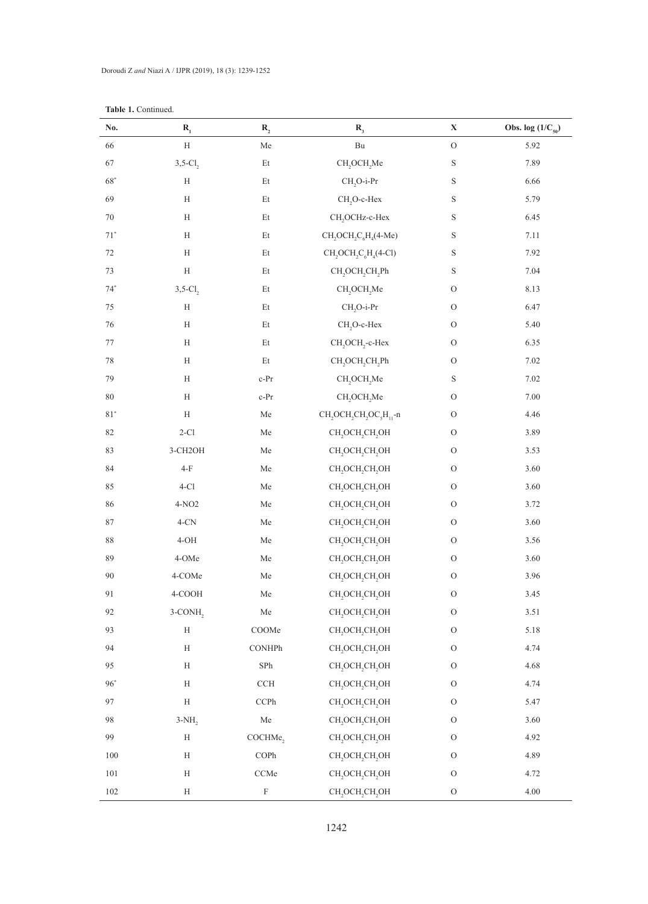**Table 1.** Continued.

| No. | $R_1$ | $R_2$ | $R_3$ | X | Obs. log $(1/C_{50})$ |
|---|---|---|---|---|---|
| 66 | H | Me | Bu | O | 5.92 |
| 67 | 3,5-$Cl_2$ | Et | $CH_2OCH_2Me$ | S | 7.89 |
| 68* | H | Et | $CH_2O$-i-Pr | S | 6.66 |
| 69 | H | Et | $CH_2O$-c-Hex | S | 5.79 |
| 70 | H | Et | $CH_2OCH$z-c-Hex | S | 6.45 |
| 71* | H | Et | $CH_2OCH_2C_6H_4$(4-Me) | S | 7.11 |
| 72 | H | Et | $CH_2OCH_2C_6H_4$(4-Cl) | S | 7.92 |
| 73 | H | Et | $CH_2OCH_2CH_2Ph$ | S | 7.04 |
| 74* | 3,5-$Cl_2$ | Et | $CH_2OCH_2Me$ | O | 8.13 |
| 75 | H | Et | $CH_2O$-i-Pr | O | 6.47 |
| 76 | H | Et | $CH_2O$-c-Hex | O | 5.40 |
| 77 | H | Et | $CH_2OCH_2$-c-Hex | O | 6.35 |
| 78 | H | Et | $CH_2OCH_2CH_2Ph$ | O | 7.02 |
| 79 | H | c-Pr | $CH_2OCH_2Me$ | S | 7.02 |
| 80 | H | c-Pr | $CH_2OCH_2Me$ | O | 7.00 |
| 81* | H | Me | $CH_2OCH_2CH_2OC_5H_{11}$-n | O | 4.46 |
| 82 | 2-Cl | Me | $CH_2OCH_2CH_2OH$ | O | 3.89 |
| 83 | 3-CH2OH | Me | $CH_2OCH_2CH_2OH$ | O | 3.53 |
| 84 | 4-F | Me | $CH_2OCH_2CH_2OH$ | O | 3.60 |
| 85 | 4-Cl | Me | $CH_2OCH_2CH_2OH$ | O | 3.60 |
| 86 | 4-NO2 | Me | $CH_2OCH_2CH_2OH$ | O | 3.72 |
| 87 | 4-CN | Me | $CH_2OCH_2CH_2OH$ | O | 3.60 |
| 88 | 4-OH | Me | $CH_2OCH_2CH_2OH$ | O | 3.56 |
| 89 | 4-OMe | Me | $CH_2OCH_2CH_2OH$ | O | 3.60 |
| 90 | 4-COMe | Me | $CH_2OCH_2CH_2OH$ | O | 3.96 |
| 91 | 4-COOH | Me | $CH_2OCH_2CH_2OH$ | O | 3.45 |
| 92 | 3-$CONH_2$ | Me | $CH_2OCH_2CH_2OH$ | O | 3.51 |
| 93 | H | COOMe | $CH_2OCH_2CH_2OH$ | O | 5.18 |
| 94 | H | CONHPh | $CH_2OCH_2CH_2OH$ | O | 4.74 |
| 95 | H | SPh | $CH_2OCH_2CH_2OH$ | O | 4.68 |
| 96* | H | CCH | $CH_2OCH_2CH_2OH$ | O | 4.74 |
| 97 | H | CCPh | $CH_2OCH_2CH_2OH$ | O | 5.47 |
| 98 | 3-$NH_2$ | Me | $CH_2OCH_2CH_2OH$ | O | 3.60 |
| 99 | H | $COCHMe_2$ | $CH_2OCH_2CH_2OH$ | O | 4.92 |
| 100 | H | COPh | $CH_2OCH_2CH_2OH$ | O | 4.89 |
| 101 | H | CCMe | $CH_2OCH_2CH_2OH$ | O | 4.72 |
| 102 | H | F | $CH_2OCH_2CH_2OH$ | O | 4.00 |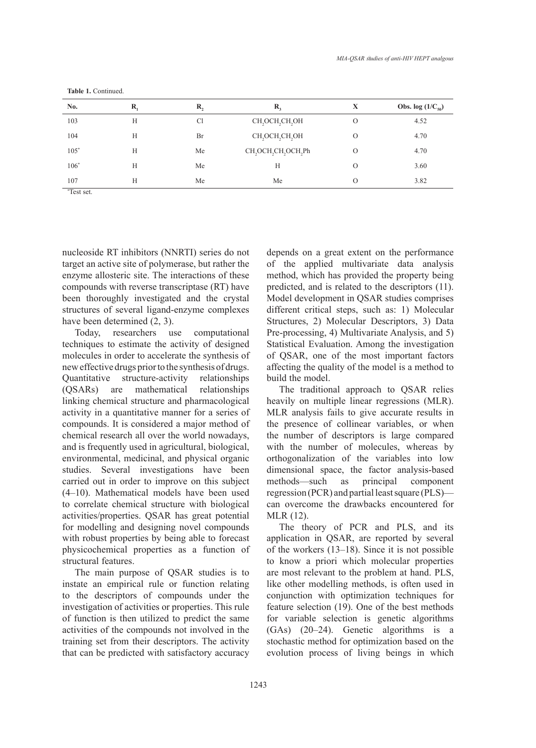**Table 1.** Continued.

| No. | $R_1$ | $R_2$ | $R_3$ | X | Obs. log $(1/C_{50})$ |
|---|---|---|---|---|---|
| 103 | H | Cl | $CH_2OCH_2CH_2OH$ | O | 4.52 |
| 104 | H | Br | $CH_2OCH_2CH_2OH$ | O | 4.70 |
| 105* | H | Me | $CH_2OCH_2CH_2OCH_2Ph$ | O | 4.70 |
| 106* | H | Me | H | O | 3.60 |
| 107 | H | Me | Me | O | 3.82 |

*Test set.

nucleoside RT inhibitors (NNRTI) series do not target an active site of polymerase, but rather the enzyme allosteric site. The interactions of these compounds with reverse transcriptase (RT) have been thoroughly investigated and the crystal structures of several ligand-enzyme complexes have been determined (2, 3).

Today, researchers use computational techniques to estimate the activity of designed molecules in order to accelerate the synthesis of new effective drugs prior to the synthesis of drugs. Quantitative structure-activity relationships (QSARs) are mathematical relationships linking chemical structure and pharmacological activity in a quantitative manner for a series of compounds. It is considered a major method of chemical research all over the world nowadays, and is frequently used in agricultural, biological, environmental, medicinal, and physical organic studies. Several investigations have been carried out in order to improve on this subject (4–10). Mathematical models have been used to correlate chemical structure with biological activities/properties. QSAR has great potential for modelling and designing novel compounds with robust properties by being able to forecast physicochemical properties as a function of structural features.

The main purpose of QSAR studies is to instate an empirical rule or function relating to the descriptors of compounds under the investigation of activities or properties. This rule of function is then utilized to predict the same activities of the compounds not involved in the training set from their descriptors. The activity that can be predicted with satisfactory accuracy depends on a great extent on the performance of the applied multivariate data analysis method, which has provided the property being predicted, and is related to the descriptors (11). Model development in QSAR studies comprises different critical steps, such as: 1) Molecular Structures, 2) Molecular Descriptors, 3) Data Pre-processing, 4) Multivariate Analysis, and 5) Statistical Evaluation. Among the investigation of QSAR, one of the most important factors affecting the quality of the model is a method to build the model.

The traditional approach to QSAR relies heavily on multiple linear regressions (MLR). MLR analysis fails to give accurate results in the presence of collinear variables, or when the number of descriptors is large compared with the number of molecules, whereas by orthogonalization of the variables into low dimensional space, the factor analysis-based methods—such as principal component regression (PCR) and partial least square (PLS)—can overcome the drawbacks encountered for MLR (12).

The theory of PCR and PLS, and its application in QSAR, are reported by several of the workers (13–18). Since it is not possible to know a priori which molecular properties are most relevant to the problem at hand. PLS, like other modelling methods, is often used in conjunction with optimization techniques for feature selection (19). One of the best methods for variable selection is genetic algorithms (GAs) (20–24). Genetic algorithms is a stochastic method for optimization based on the evolution process of living beings in which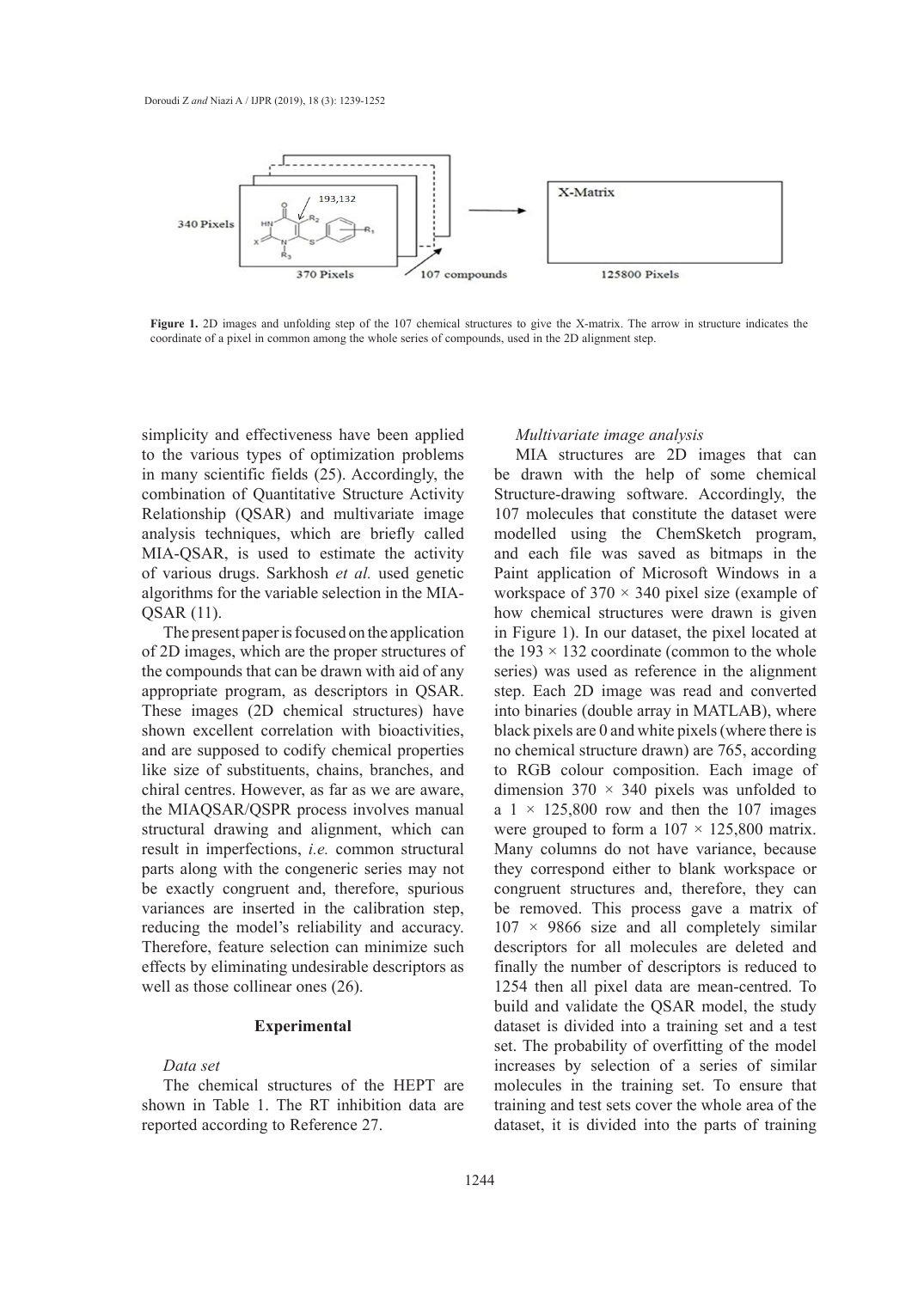**Figure 1.** 2D images and unfolding step of the 107 chemical structures to give the X-matrix. The arrow in structure indicates the coordinate of a pixel in common among the whole series of compounds, used in the 2D alignment step.

simplicity and effectiveness have been applied to the various types of optimization problems in many scientific fields (25). Accordingly, the combination of Quantitative Structure Activity Relationship (QSAR) and multivariate image analysis techniques, which are briefly called MIA-QSAR, is used to estimate the activity of various drugs. Sarkhosh *et al.* used genetic algorithms for the variable selection in the MIA-QSAR (11).

The present paper is focused on the application of 2D images, which are the proper structures of the compounds that can be drawn with aid of any appropriate program, as descriptors in QSAR. These images (2D chemical structures) have shown excellent correlation with bioactivities, and are supposed to codify chemical properties like size of substituents, chains, branches, and chiral centres. However, as far as we are aware, the MIAQSAR/QSPR process involves manual structural drawing and alignment, which can result in imperfections, *i.e.* common structural parts along with the congeneric series may not be exactly congruent and, therefore, spurious variances are inserted in the calibration step, reducing the model's reliability and accuracy. Therefore, feature selection can minimize such effects by eliminating undesirable descriptors as well as those collinear ones (26).

## Experimental

*Data set*

The chemical structures of the HEPT are shown in Table 1. The RT inhibition data are reported according to Reference 27.

*Multivariate image analysis*

MIA structures are 2D images that can be drawn with the help of some chemical Structure-drawing software. Accordingly, the 107 molecules that constitute the dataset were modelled using the ChemSketch program, and each file was saved as bitmaps in the Paint application of Microsoft Windows in a workspace of 370 × 340 pixel size (example of how chemical structures were drawn is given in Figure 1). In our dataset, the pixel located at the 193 × 132 coordinate (common to the whole series) was used as reference in the alignment step. Each 2D image was read and converted into binaries (double array in MATLAB), where black pixels are 0 and white pixels (where there is no chemical structure drawn) are 765, according to RGB colour composition. Each image of dimension 370 × 340 pixels was unfolded to a 1 × 125,800 row and then the 107 images were grouped to form a 107 × 125,800 matrix. Many columns do not have variance, because they correspond either to blank workspace or congruent structures and, therefore, they can be removed. This process gave a matrix of 107 × 9866 size and all completely similar descriptors for all molecules are deleted and finally the number of descriptors is reduced to 1254 then all pixel data are mean-centred. To build and validate the QSAR model, the study dataset is divided into a training set and a test set. The probability of overfitting of the model increases by selection of a series of similar molecules in the training set. To ensure that training and test sets cover the whole area of the dataset, it is divided into the parts of training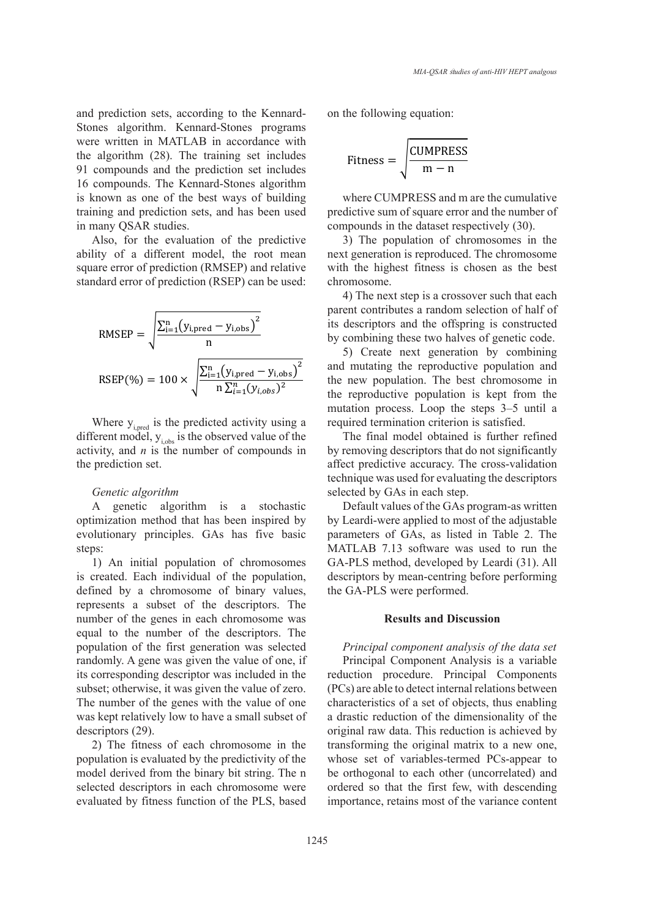and prediction sets, according to the Kennard-Stones algorithm. Kennard-Stones programs were written in MATLAB in accordance with the algorithm (28). The training set includes 91 compounds and the prediction set includes 16 compounds. The Kennard-Stones algorithm is known as one of the best ways of building training and prediction sets, and has been used in many QSAR studies.

Also, for the evaluation of the predictive ability of a different model, the root mean square error of prediction (RMSEP) and relative standard error of prediction (RSEP) can be used:

$$\mathrm{RMSEP} = \sqrt{\frac{\sum_{i=1}^{n}\left(y_{i,\mathrm{pred}} - y_{i,\mathrm{obs}}\right)^2}{n}}$$

$$\mathrm{RSEP}(\%) = 100 \times \sqrt{\frac{\sum_{i=1}^{n}\left(y_{i,\mathrm{pred}} - y_{i,\mathrm{obs}}\right)^2}{n\sum_{i=1}^{n}(y_{i,obs})^2}}$$

Where $y_{i,pred}$ is the predicted activity using a different model, $y_{i,obs}$ is the observed value of the activity, and *n* is the number of compounds in the prediction set.

*Genetic algorithm*

A genetic algorithm is a stochastic optimization method that has been inspired by evolutionary principles. GAs has five basic steps:

1) An initial population of chromosomes is created. Each individual of the population, defined by a chromosome of binary values, represents a subset of the descriptors. The number of the genes in each chromosome was equal to the number of the descriptors. The population of the first generation was selected randomly. A gene was given the value of one, if its corresponding descriptor was included in the subset; otherwise, it was given the value of zero. The number of the genes with the value of one was kept relatively low to have a small subset of descriptors (29).

2) The fitness of each chromosome in the population is evaluated by the predictivity of the model derived from the binary bit string. The n selected descriptors in each chromosome were evaluated by fitness function of the PLS, based on the following equation:

$$\mathrm{Fitness} = \sqrt{\frac{\mathrm{CUMPRESS}}{\mathrm{m} - \mathrm{n}}}$$

where CUMPRESS and m are the cumulative predictive sum of square error and the number of compounds in the dataset respectively (30).

3) The population of chromosomes in the next generation is reproduced. The chromosome with the highest fitness is chosen as the best chromosome.

4) The next step is a crossover such that each parent contributes a random selection of half of its descriptors and the offspring is constructed by combining these two halves of genetic code.

5) Create next generation by combining and mutating the reproductive population and the new population. The best chromosome in the reproductive population is kept from the mutation process. Loop the steps 3–5 until a required termination criterion is satisfied.

The final model obtained is further refined by removing descriptors that do not significantly affect predictive accuracy. The cross-validation technique was used for evaluating the descriptors selected by GAs in each step.

Default values of the GAs program-as written by Leardi-were applied to most of the adjustable parameters of GAs, as listed in Table 2. The MATLAB 7.13 software was used to run the GA-PLS method, developed by Leardi (31). All descriptors by mean-centring before performing the GA-PLS were performed.

## Results and Discussion

*Principal component analysis of the data set*

Principal Component Analysis is a variable reduction procedure. Principal Components (PCs) are able to detect internal relations between characteristics of a set of objects, thus enabling a drastic reduction of the dimensionality of the original raw data. This reduction is achieved by transforming the original matrix to a new one, whose set of variables-termed PCs-appear to be orthogonal to each other (uncorrelated) and ordered so that the first few, with descending importance, retains most of the variance content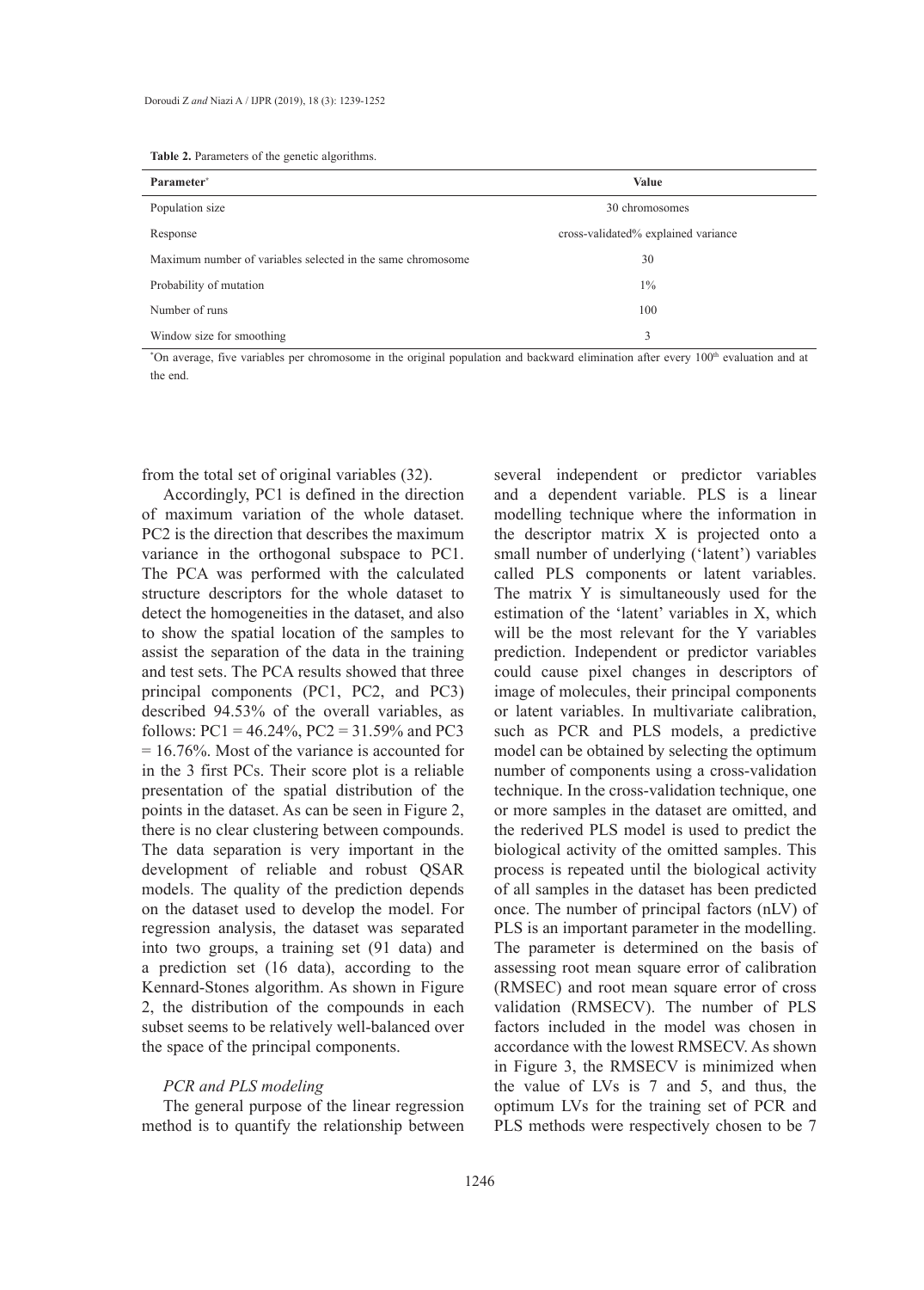**Table 2.** Parameters of the genetic algorithms.

| Parameter* | Value |
|---|---|
| Population size | 30 chromosomes |
| Response | cross-validated% explained variance |
| Maximum number of variables selected in the same chromosome | 30 |
| Probability of mutation | 1% |
| Number of runs | 100 |
| Window size for smoothing | 3 |

*On average, five variables per chromosome in the original population and backward elimination after every 100th evaluation and at the end.

from the total set of original variables (32).

Accordingly, PC1 is defined in the direction of maximum variation of the whole dataset. PC2 is the direction that describes the maximum variance in the orthogonal subspace to PC1. The PCA was performed with the calculated structure descriptors for the whole dataset to detect the homogeneities in the dataset, and also to show the spatial location of the samples to assist the separation of the data in the training and test sets. The PCA results showed that three principal components (PC1, PC2, and PC3) described 94.53% of the overall variables, as follows: PC1 = 46.24%, PC2 = 31.59% and PC3 = 16.76%. Most of the variance is accounted for in the 3 first PCs. Their score plot is a reliable presentation of the spatial distribution of the points in the dataset. As can be seen in Figure 2, there is no clear clustering between compounds. The data separation is very important in the development of reliable and robust QSAR models. The quality of the prediction depends on the dataset used to develop the model. For regression analysis, the dataset was separated into two groups, a training set (91 data) and a prediction set (16 data), according to the Kennard-Stones algorithm. As shown in Figure 2, the distribution of the compounds in each subset seems to be relatively well-balanced over the space of the principal components.

*PCR and PLS modeling*

The general purpose of the linear regression method is to quantify the relationship between several independent or predictor variables and a dependent variable. PLS is a linear modelling technique where the information in the descriptor matrix X is projected onto a small number of underlying ('latent') variables called PLS components or latent variables. The matrix Y is simultaneously used for the estimation of the 'latent' variables in X, which will be the most relevant for the Y variables prediction. Independent or predictor variables could cause pixel changes in descriptors of image of molecules, their principal components or latent variables. In multivariate calibration, such as PCR and PLS models, a predictive model can be obtained by selecting the optimum number of components using a cross-validation technique. In the cross-validation technique, one or more samples in the dataset are omitted, and the rederived PLS model is used to predict the biological activity of the omitted samples. This process is repeated until the biological activity of all samples in the dataset has been predicted once. The number of principal factors (nLV) of PLS is an important parameter in the modelling. The parameter is determined on the basis of assessing root mean square error of calibration (RMSEC) and root mean square error of cross validation (RMSECV). The number of PLS factors included in the model was chosen in accordance with the lowest RMSECV. As shown in Figure 3, the RMSECV is minimized when the value of LVs is 7 and 5, and thus, the optimum LVs for the training set of PCR and PLS methods were respectively chosen to be 7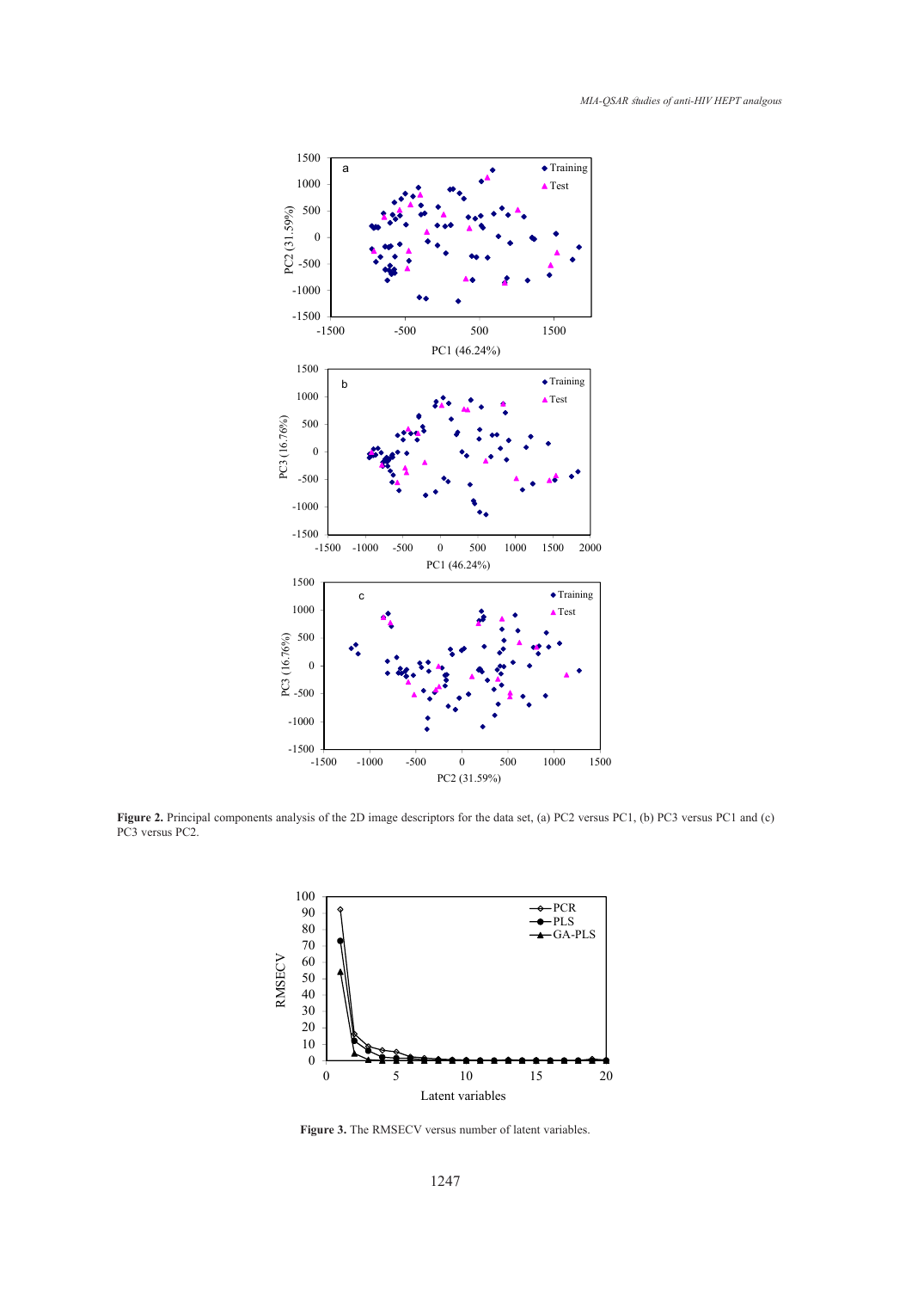**Figure 2.** Principal components analysis of the 2D image descriptors for the data set, (a) PC2 versus PC1, (b) PC3 versus PC1 and (c) PC3 versus PC2.

**Figure 3.** The RMSECV versus number of latent variables.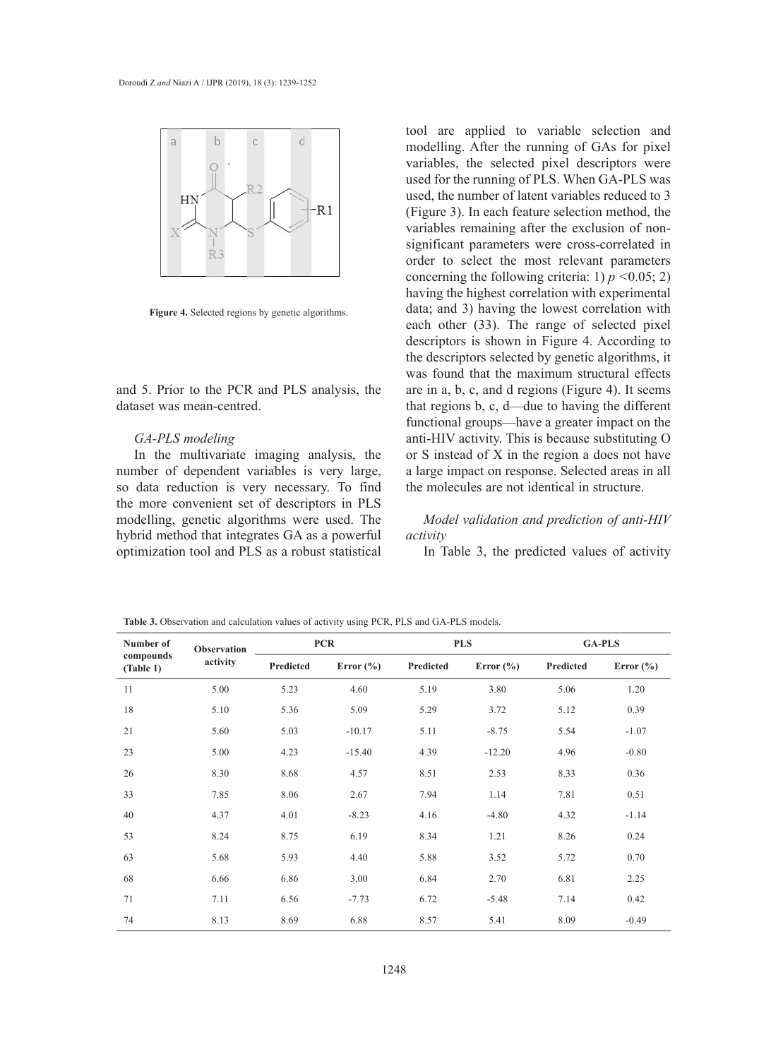Figure 4. Selected regions by genetic algorithms.

and 5. Prior to the PCR and PLS analysis, the dataset was mean-centred.

*GA-PLS modeling*

In the multivariate imaging analysis, the number of dependent variables is very large, so data reduction is very necessary. To find the more convenient set of descriptors in PLS modelling, genetic algorithms were used. The hybrid method that integrates GA as a powerful optimization tool and PLS as a robust statistical tool are applied to variable selection and modelling. After the running of GAs for pixel variables, the selected pixel descriptors were used for the running of PLS. When GA-PLS was used, the number of latent variables reduced to 3 (Figure 3). In each feature selection method, the variables remaining after the exclusion of non-significant parameters were cross-correlated in order to select the most relevant parameters concerning the following criteria: 1) $p < 0.05$; 2) having the highest correlation with experimental data; and 3) having the lowest correlation with each other (33). The range of selected pixel descriptors is shown in Figure 4. According to the descriptors selected by genetic algorithms, it was found that the maximum structural effects are in a, b, c, and d regions (Figure 4). It seems that regions b, c, d—due to having the different functional groups—have a greater impact on the anti-HIV activity. This is because substituting O or S instead of X in the region a does not have a large impact on response. Selected areas in all the molecules are not identical in structure.

*Model validation and prediction of anti-HIV activity*

In Table 3, the predicted values of activity

**Table 3.** Observation and calculation values of activity using PCR, PLS and GA-PLS models.

| Number of compounds (Table 1) | Observation activity | PCR | | PLS | | GA-PLS | |
|---|---|---|---|---|---|---|---|
| | | Predicted | Error (%) | Predicted | Error (%) | Predicted | Error (%) |
| 11 | 5.00 | 5.23 | 4.60 | 5.19 | 3.80 | 5.06 | 1.20 |
| 18 | 5.10 | 5.36 | 5.09 | 5.29 | 3.72 | 5.12 | 0.39 |
| 21 | 5.60 | 5.03 | -10.17 | 5.11 | -8.75 | 5.54 | -1.07 |
| 23 | 5.00 | 4.23 | -15.40 | 4.39 | -12.20 | 4.96 | -0.80 |
| 26 | 8.30 | 8.68 | 4.57 | 8.51 | 2.53 | 8.33 | 0.36 |
| 33 | 7.85 | 8.06 | 2.67 | 7.94 | 1.14 | 7.81 | 0.51 |
| 40 | 4.37 | 4.01 | -8.23 | 4.16 | -4.80 | 4.32 | -1.14 |
| 53 | 8.24 | 8.75 | 6.19 | 8.34 | 1.21 | 8.26 | 0.24 |
| 63 | 5.68 | 5.93 | 4.40 | 5.88 | 3.52 | 5.72 | 0.70 |
| 68 | 6.66 | 6.86 | 3.00 | 6.84 | 2.70 | 6.81 | 2.25 |
| 71 | 7.11 | 6.56 | -7.73 | 6.72 | -5.48 | 7.14 | 0.42 |
| 74 | 8.13 | 8.69 | 6.88 | 8.57 | 5.41 | 8.09 | -0.49 |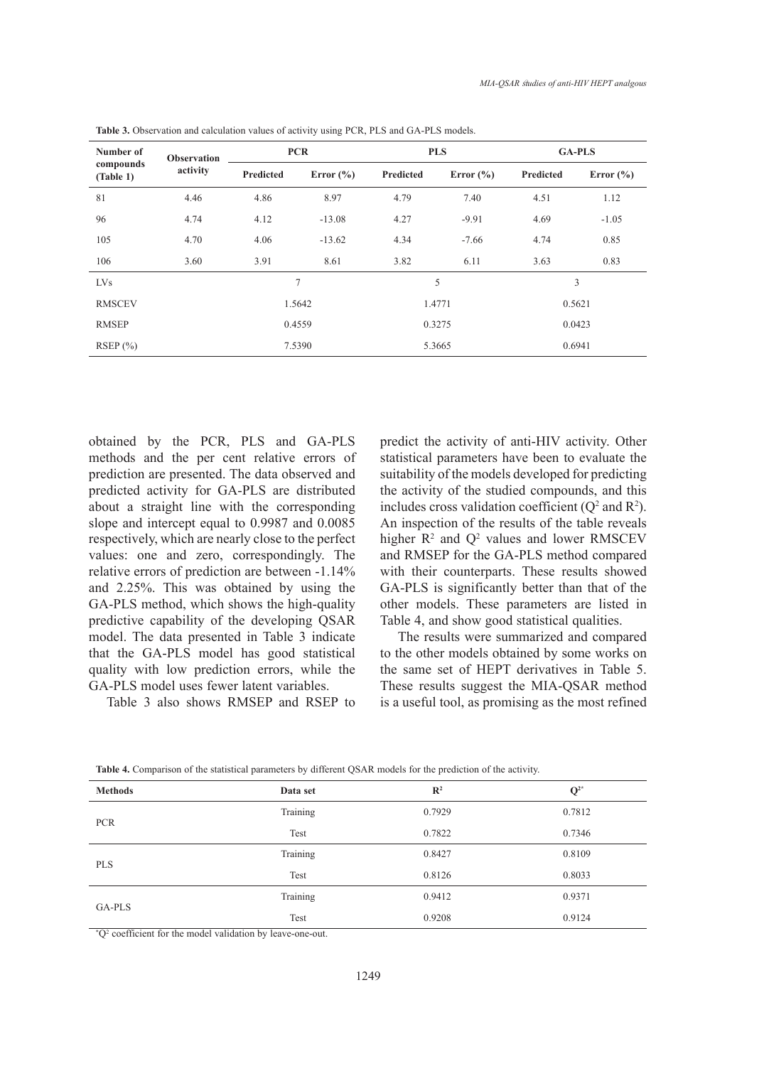**Table 3.** Observation and calculation values of activity using PCR, PLS and GA-PLS models.

| Number of compounds (Table 1) | Observation activity | PCR | | PLS | | GA-PLS | |
|---|---|---|---|---|---|---|---|
| | | Predicted | Error (%) | Predicted | Error (%) | Predicted | Error (%) |
| 81 | 4.46 | 4.86 | 8.97 | 4.79 | 7.40 | 4.51 | 1.12 |
| 96 | 4.74 | 4.12 | -13.08 | 4.27 | -9.91 | 4.69 | -1.05 |
| 105 | 4.70 | 4.06 | -13.62 | 4.34 | -7.66 | 4.74 | 0.85 |
| 106 | 3.60 | 3.91 | 8.61 | 3.82 | 6.11 | 3.63 | 0.83 |
| LVs | | 7 | | 5 | | 3 | |
| RMSCEV | | 1.5642 | | 1.4771 | | 0.5621 | |
| RMSEP | | 0.4559 | | 0.3275 | | 0.0423 | |
| RSEP (%) | | 7.5390 | | 5.3665 | | 0.6941 | |

obtained by the PCR, PLS and GA-PLS methods and the per cent relative errors of prediction are presented. The data observed and predicted activity for GA-PLS are distributed about a straight line with the corresponding slope and intercept equal to 0.9987 and 0.0085 respectively, which are nearly close to the perfect values: one and zero, correspondingly. The relative errors of prediction are between -1.14% and 2.25%. This was obtained by using the GA-PLS method, which shows the high-quality predictive capability of the developing QSAR model. The data presented in Table 3 indicate that the GA-PLS model has good statistical quality with low prediction errors, while the GA-PLS model uses fewer latent variables.

Table 3 also shows RMSEP and RSEP to predict the activity of anti-HIV activity. Other statistical parameters have been to evaluate the suitability of the models developed for predicting the activity of the studied compounds, and this includes cross validation coefficient ($Q^2$ and $R^2$). An inspection of the results of the table reveals higher $R^2$ and $Q^2$ values and lower RMSCEV and RMSEP for the GA-PLS method compared with their counterparts. These results showed GA-PLS is significantly better than that of the other models. These parameters are listed in Table 4, and show good statistical qualities.

The results were summarized and compared to the other models obtained by some works on the same set of HEPT derivatives in Table 5. These results suggest the MIA-QSAR method is a useful tool, as promising as the most refined

**Table 4.** Comparison of the statistical parameters by different QSAR models for the prediction of the activity.

| Methods | Data set | $R^2$ | $Q^{2*}$ |
|---|---|---|---|
| PCR | Training | 0.7929 | 0.7812 |
| | Test | 0.7822 | 0.7346 |
| PLS | Training | 0.8427 | 0.8109 |
| | Test | 0.8126 | 0.8033 |
| GA-PLS | Training | 0.9412 | 0.9371 |
| | Test | 0.9208 | 0.9124 |

*$Q^2$ coefficient for the model validation by leave-one-out.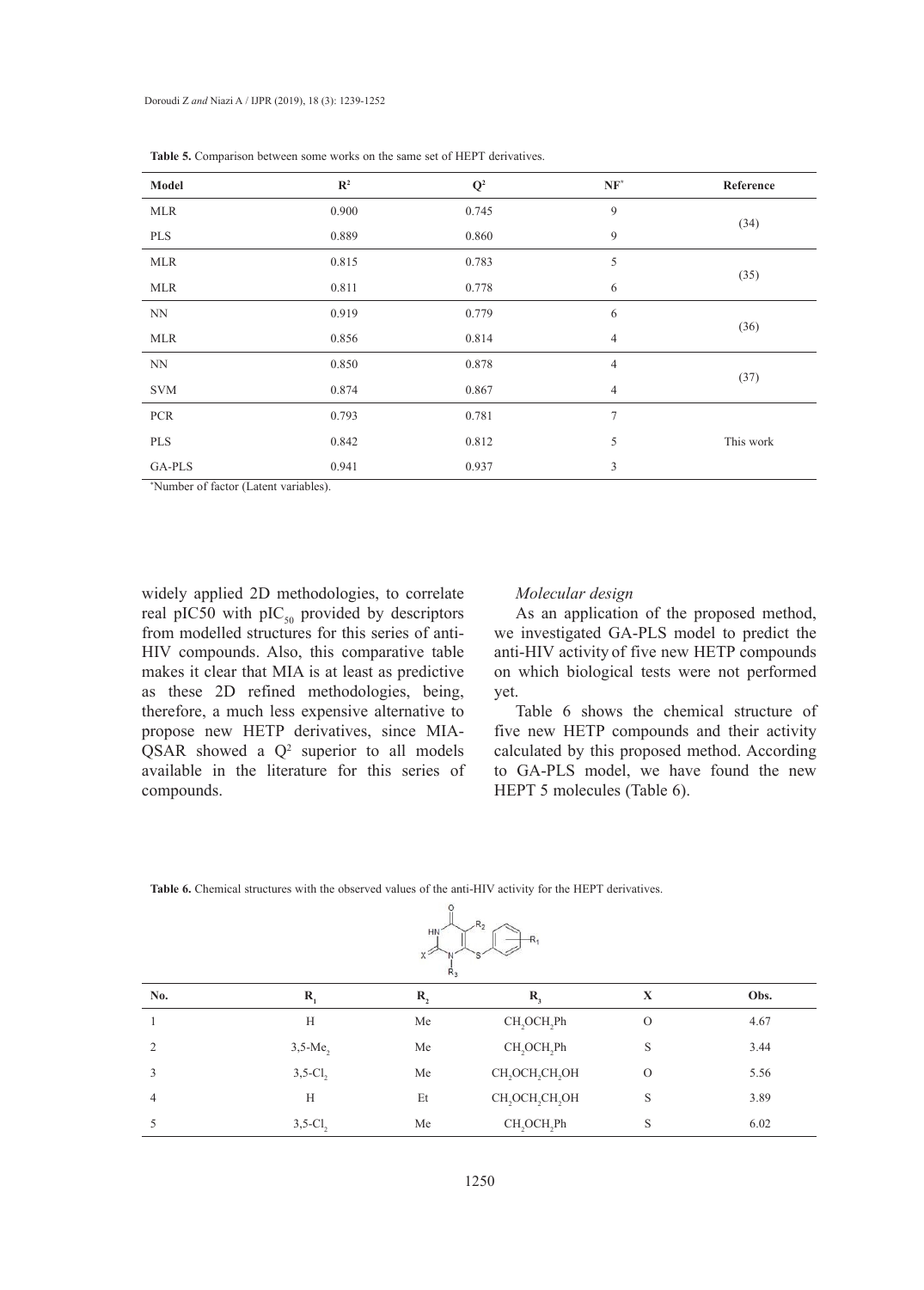**Table 5.** Comparison between some works on the same set of HEPT derivatives.

| Model | $R^2$ | $Q^2$ | NF* | Reference |
|---|---|---|---|---|
| MLR | 0.900 | 0.745 | 9 | (34) |
| PLS | 0.889 | 0.860 | 9 | |
| MLR | 0.815 | 0.783 | 5 | (35) |
| MLR | 0.811 | 0.778 | 6 | |
| NN | 0.919 | 0.779 | 6 | (36) |
| MLR | 0.856 | 0.814 | 4 | |
| NN | 0.850 | 0.878 | 4 | (37) |
| SVM | 0.874 | 0.867 | 4 | |
| PCR | 0.793 | 0.781 | 7 | This work |
| PLS | 0.842 | 0.812 | 5 | |
| GA-PLS | 0.941 | 0.937 | 3 | |

*Number of factor (Latent variables).

widely applied 2D methodologies, to correlate real pIC50 with $pIC_{50}$ provided by descriptors from modelled structures for this series of anti-HIV compounds. Also, this comparative table makes it clear that MIA is at least as predictive as these 2D refined methodologies, being, therefore, a much less expensive alternative to propose new HETP derivatives, since MIA-QSAR showed a $Q^2$ superior to all models available in the literature for this series of compounds.

*Molecular design*

As an application of the proposed method, we investigated GA-PLS model to predict the anti-HIV activity of five new HETP compounds on which biological tests were not performed yet.

Table 6 shows the chemical structure of five new HETP compounds and their activity calculated by this proposed method. According to GA-PLS model, we have found the new HEPT 5 molecules (Table 6).

**Table 6.** Chemical structures with the observed values of the anti-HIV activity for the HEPT derivatives.

| No. | $R_1$ | $R_2$ | $R_3$ | X | Obs. |
|---|---|---|---|---|---|
| 1 | H | Me | $CH_2OCH_2Ph$ | O | 4.67 |
| 2 | 3,5-$Me_2$ | Me | $CH_2OCH_2Ph$ | S | 3.44 |
| 3 | 3,5-$Cl_2$ | Me | $CH_2OCH_2CH_2OH$ | O | 5.56 |
| 4 | H | Et | $CH_2OCH_2CH_2OH$ | S | 3.89 |
| 5 | 3,5-$Cl_2$ | Me | $CH_2OCH_2Ph$ | S | 6.02 |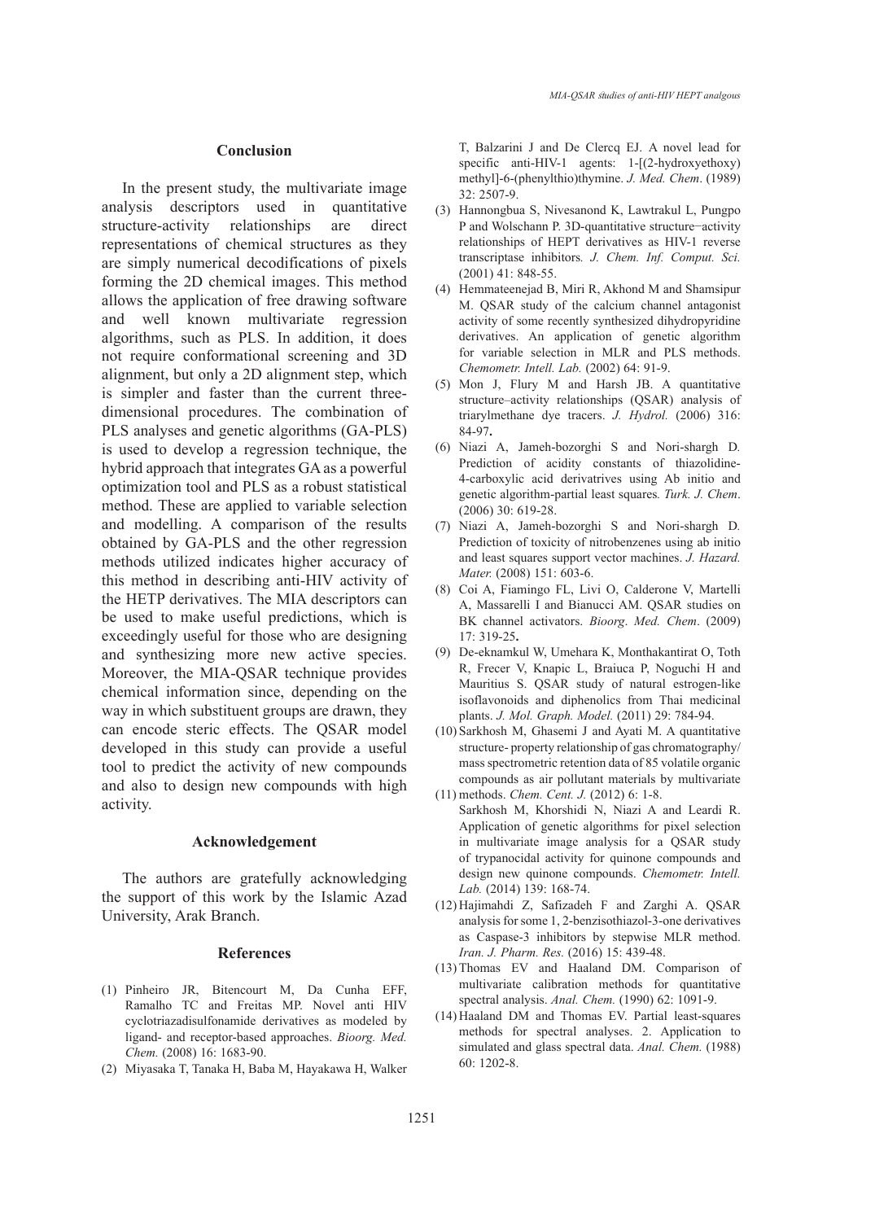## Conclusion

In the present study, the multivariate image analysis descriptors used in quantitative structure-activity relationships are direct representations of chemical structures as they are simply numerical decodifications of pixels forming the 2D chemical images. This method allows the application of free drawing software and well known multivariate regression algorithms, such as PLS. In addition, it does not require conformational screening and 3D alignment, but only a 2D alignment step, which is simpler and faster than the current three-dimensional procedures. The combination of PLS analyses and genetic algorithms (GA-PLS) is used to develop a regression technique, the hybrid approach that integrates GA as a powerful optimization tool and PLS as a robust statistical method. These are applied to variable selection and modelling. A comparison of the results obtained by GA-PLS and the other regression methods utilized indicates higher accuracy of this method in describing anti-HIV activity of the HETP derivatives. The MIA descriptors can be used to make useful predictions, which is exceedingly useful for those who are designing and synthesizing more new active species. Moreover, the MIA-QSAR technique provides chemical information since, depending on the way in which substituent groups are drawn, they can encode steric effects. The QSAR model developed in this study can provide a useful tool to predict the activity of new compounds and also to design new compounds with high activity.

## Acknowledgement

The authors are gratefully acknowledging the support of this work by the Islamic Azad University, Arak Branch.

## References

(1) Pinheiro JR, Bitencourt M, Da Cunha EFF, Ramalho TC and Freitas MP. Novel anti HIV cyclotriazadisulfonamide derivatives as modeled by ligand- and receptor-based approaches. *Bioorg. Med. Chem.* (2008) 16: 1683-90.

(2) Miyasaka T, Tanaka H, Baba M, Hayakawa H, Walker T, Balzarini J and De Clercq EJ. A novel lead for specific anti-HIV-1 agents: 1-[(2-hydroxyethoxy) methyl]-6-(phenylthio)thymine. *J. Med. Chem*. (1989) 32: 2507-9.

(3) Hannongbua S, Nivesanond K, Lawtrakul L, Pungpo P and Wolschann P. 3D-quantitative structure−activity relationships of HEPT derivatives as HIV-1 reverse transcriptase inhibitors*. J. Chem. Inf. Comput. Sci.* (2001) 41: 848-55.

(4) Hemmateenejad B, Miri R, Akhond M and Shamsipur M. QSAR study of the calcium channel antagonist activity of some recently synthesized dihydropyridine derivatives. An application of genetic algorithm for variable selection in MLR and PLS methods. *Chemometr. Intell. Lab.* (2002) 64: 91-9.

(5) Mon J, Flury M and Harsh JB. A quantitative structure–activity relationships (QSAR) analysis of triarylmethane dye tracers. *J. Hydrol.* (2006) 316: 84-97**.**

(6) Niazi A, Jameh-bozorghi S and Nori-shargh D*.* Prediction of acidity constants of thiazolidine-4-carboxylic acid derivatrives using Ab initio and genetic algorithm-partial least squares*. Turk. J. Chem*. (2006) 30: 619-28.

(7) Niazi A, Jameh-bozorghi S and Nori-shargh D*.* Prediction of toxicity of nitrobenzenes using ab initio and least squares support vector machines. *J. Hazard. Mater.* (2008) 151: 603-6.

(8) Coi A, Fiamingo FL, Livi O, Calderone V, Martelli A, Massarelli I and Bianucci AM. QSAR studies on BK channel activators. *Bioorg*. *Med. Chem*. (2009) 17: 319-25**.**

(9) De-eknamkul W, Umehara K, Monthakantirat O, Toth R, Frecer V, Knapic L, Braiuca P, Noguchi H and Mauritius S. QSAR study of natural estrogen-like isoflavonoids and diphenolics from Thai medicinal plants. *J. Mol. Graph. Model.* (2011) 29: 784-94.

(10) Sarkhosh M, Ghasemi J and Ayati M. A quantitative structure- property relationship of gas chromatography/ mass spectrometric retention data of 85 volatile organic compounds as air pollutant materials by multivariate methods. *Chem. Cent. J.* (2012) 6: 1-8.

(11) Sarkhosh M, Khorshidi N, Niazi A and Leardi R. Application of genetic algorithms for pixel selection in multivariate image analysis for a QSAR study of trypanocidal activity for quinone compounds and design new quinone compounds. *Chemometr. Intell. Lab.* (2014) 139: 168-74.

(12) Hajimahdi Z, Safizadeh F and Zarghi A. QSAR analysis for some 1, 2-benzisothiazol-3-one derivatives as Caspase-3 inhibitors by stepwise MLR method. *Iran. J. Pharm. Res.* (2016) 15: 439-48.

(13) Thomas EV and Haaland DM. Comparison of multivariate calibration methods for quantitative spectral analysis. *Anal. Chem.* (1990) 62: 1091-9.

(14) Haaland DM and Thomas EV. Partial least-squares methods for spectral analyses. 2. Application to simulated and glass spectral data. *Anal. Chem.* (1988) 60: 1202-8.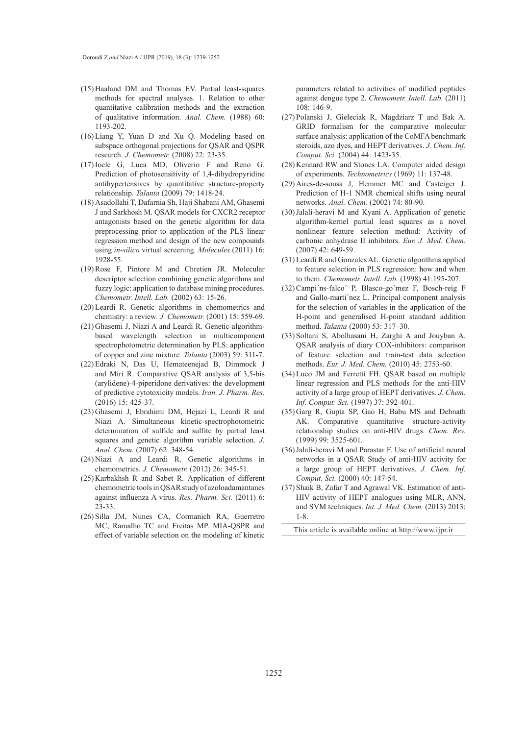(15) Haaland DM and Thomas EV. Partial least-squares methods for spectral analyses. 1. Relation to other quantitative calibration methods and the extraction of qualitative information. *Anal. Chem.* (1988) 60: 1193-202.

(16) Liang Y, Yuan D and Xu Q. Modeling based on subspace orthogonal projections for QSAR and QSPR research. *J. Chemometr.* (2008) 22: 23-35.

(17) Ioele G, Luca MD, Oliverio F and Reno G. Prediction of photosensitivity of 1,4-dihydropyridine antihypertensives by quantitative structure-property relationship. *Talanta* (2009) 79: 1418-24.

(18) Asadollahi T, Dafarnia Sh, Haji Shabani AM, Ghasemi J and Sarkhosh M. QSAR models for CXCR2 receptor antagonists based on the genetic algorithm for data preprocessing prior to application of the PLS linear regression method and design of the new compounds using *in-silico* virtual screening. *Molecules* (2011) 16: 1928-55.

(19) Rose F, Pintore M and Chretien JR. Molecular descriptor selection combining genetic algorithms and fuzzy logic: application to database mining procedures. *Chemometr. Intell. Lab.* (2002) 63: 15-26.

(20) Leardi R. Genetic algorithms in chemometrics and chemistry: a review. *J. Chemometr.* (2001) 15: 559-69.

(21) Ghasemi J, Niazi A and Leardi R. Genetic-algorithm-based wavelength selection in multicomponent spectrophotometric determination by PLS: application of copper and zinc mixture. *Talanta* (2003) 59: 311-7.

(22) Edraki N, Das U, Hemateenejad B, Dimmock J and Miri R. Comparative QSAR analysis of 3,5-bis (arylidene)-4-piperidone derivatives: the development of predictive cytotoxicity models. *Iran. J. Pharm. Res.* (2016) 15: 425-37.

(23) Ghasemi J, Ebrahimi DM, Hejazi L, Leardi R and Niazi A. Simultaneous kinetic-spectrophotometric determination of sulfide and sulfite by partial least squares and genetic algorithm variable selection. *J. Anal. Chem.* (2007) 62: 348-54.

(24) Niazi A and Leardi R. Genetic algorithms in chemometrics. *J. Chemometr.* (2012) 26: 345-51.

(25) Karbakhsh R and Sabet R. Application of different chemometric tools in QSAR study of azoloadamantanes against influenza A virus. *Res. Pharm. Sci.* (2011) 6: 23-33.

(26) Silla JM, Nunes CA, Cormanich RA, Guerretro MC, Ramalho TC and Freitas MP. MIA-QSPR and effect of variable selection on the modeling of kinetic parameters related to activities of modified peptides against dengue type 2. *Chemometr. Intell. Lab.* (2011) 108: 146-9.

(27) Polanski J, Gieleciak R, Magdziarz T and Bak A. GRID formalism for the comparative molecular surface analysis: application of the CoMFA benchmark steroids, azo dyes, and HEPT derivatives. *J. Chem. Inf. Comput. Sci.* (2004) 44: 1423-35.

(28) Kennard RW and Stones LA. Computer aided design of experiments. *Technometrics* (1969) 11: 137-48.

(29) Aires-de-sousa J, Hemmer MC and Casteiger J. Prediction of H-1 NMR chemical shifts using neural networks. *Anal. Chem.* (2002) 74: 80-90.

(30) Jalali-heravi M and Kyani A. Application of genetic algorithm-kernel partial least squares as a novel nonlinear feature selection method: Activity of carbonic anhydrase II inhibitors. *Eur. J. Med. Chem.* (2007) 42: 649-59.

(31) Leardi R and Gonzales AL. Genetic algorithms applied to feature selection in PLS regression: how and when to them. *Chemometr. Intell. Lab.* (1998) 41:195-207.

(32) Campi´ns-falco´ P, Blasco-go´mez F, Bosch-reig F and Gallo-marti´nez L. Principal component analysis for the selection of variables in the application of the H-point and generalised H-point standard addition method. *Talanta* (2000) 53: 317–30.

(33) Soltani S, Abolhasani H, Zarghi A and Jouyban A. QSAR analysis of diary COX-inhibitors: comparison of feature selection and train-test data selection methods. *Eur. J. Med. Chem.* (2010) 45: 2753-60.

(34) Luco JM and Ferretti FH. QSAR based on multiple linear regression and PLS methods for the anti-HIV activity of a large group of HEPT derivatives. *J. Chem. Inf. Comput. Sci.* (1997) 37: 392-401.

(35) Garg R, Gupta SP, Gao H, Babu MS and Debnath AK. Comparative quantitative structure-activity relationship studies on anti-HIV drugs. *Chem. Rev.* (1999) 99: 3525-601.

(36) Jalali-heravi M and Parastar F. Use of artificial neural networks in a QSAR Study of anti-HIV activity for a large group of HEPT derivatives. *J. Chem. Inf. Comput. Sci.* (2000) 40: 147-54.

(37) Shaik B, Zafar T and Agrawal VK. Estimation of anti-HIV activity of HEPT analogues using MLR, ANN, and SVM techniques. *Int. J. Med. Chem.* (2013) 2013: 1-8.

This article is available online at http://www.ijpr.ir